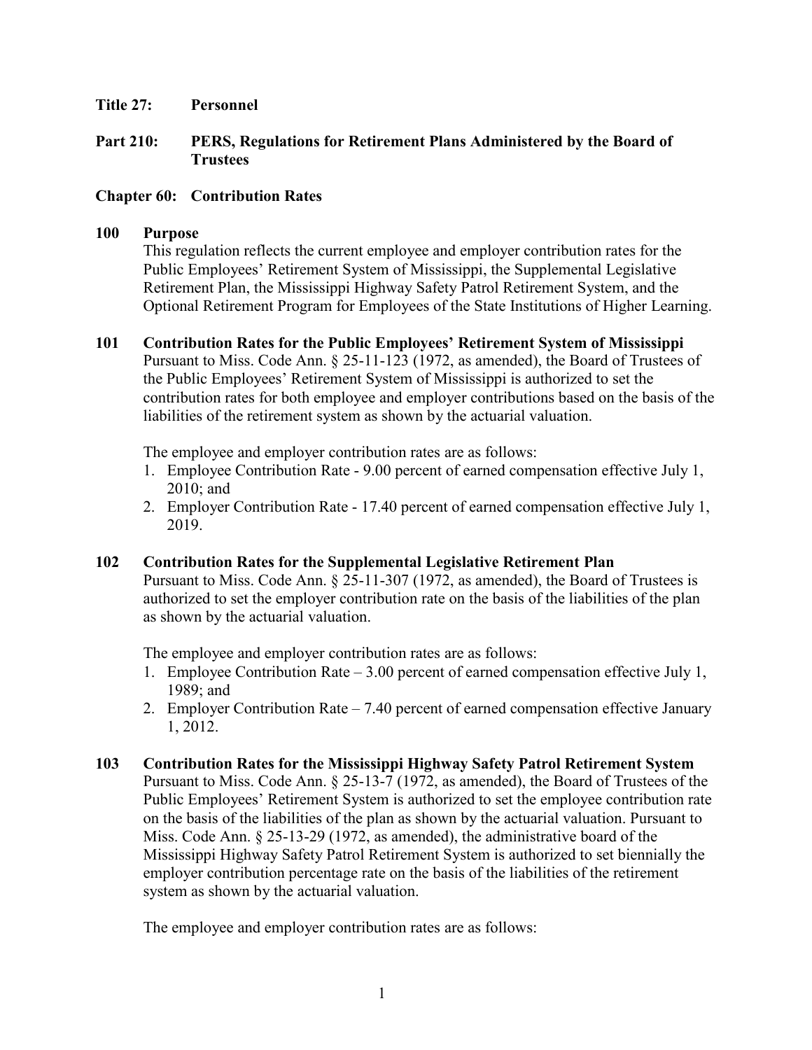**Title 27: Personnel**

**Part 210: PERS, Regulations for Retirement Plans Administered by the Board of Trustees**

**Chapter 60: Contribution Rates**

**100 Purpose**

This regulation reflects the current employee and employer contribution rates for the Public Employees' Retirement System of Mississippi, the Supplemental Legislative Retirement Plan, the Mississippi Highway Safety Patrol Retirement System, and the Optional Retirement Program for Employees of the State Institutions of Higher Learning.

**101 Contribution Rates for the Public Employees' Retirement System of Mississippi**

Pursuant to Miss. Code Ann. § 25-11-123 (1972, as amended), the Board of Trustees of the Public Employees' Retirement System of Mississippi is authorized to set the contribution rates for both employee and employer contributions based on the basis of the liabilities of the retirement system as shown by the actuarial valuation.

The employee and employer contribution rates are as follows:

1. Employee Contribution Rate - 9.00 percent of earned compensation effective July 1, 2010; and
2. Employer Contribution Rate - 17.40 percent of earned compensation effective July 1, 2019.

**102 Contribution Rates for the Supplemental Legislative Retirement Plan**

Pursuant to Miss. Code Ann. § 25-11-307 (1972, as amended), the Board of Trustees is authorized to set the employer contribution rate on the basis of the liabilities of the plan as shown by the actuarial valuation.

The employee and employer contribution rates are as follows:

1. Employee Contribution Rate – 3.00 percent of earned compensation effective July 1, 1989; and
2. Employer Contribution Rate – 7.40 percent of earned compensation effective January 1, 2012.

**103 Contribution Rates for the Mississippi Highway Safety Patrol Retirement System**

Pursuant to Miss. Code Ann. § 25-13-7 (1972, as amended), the Board of Trustees of the Public Employees' Retirement System is authorized to set the employee contribution rate on the basis of the liabilities of the plan as shown by the actuarial valuation. Pursuant to Miss. Code Ann. § 25-13-29 (1972, as amended), the administrative board of the Mississippi Highway Safety Patrol Retirement System is authorized to set biennially the employer contribution percentage rate on the basis of the liabilities of the retirement system as shown by the actuarial valuation.

The employee and employer contribution rates are as follows: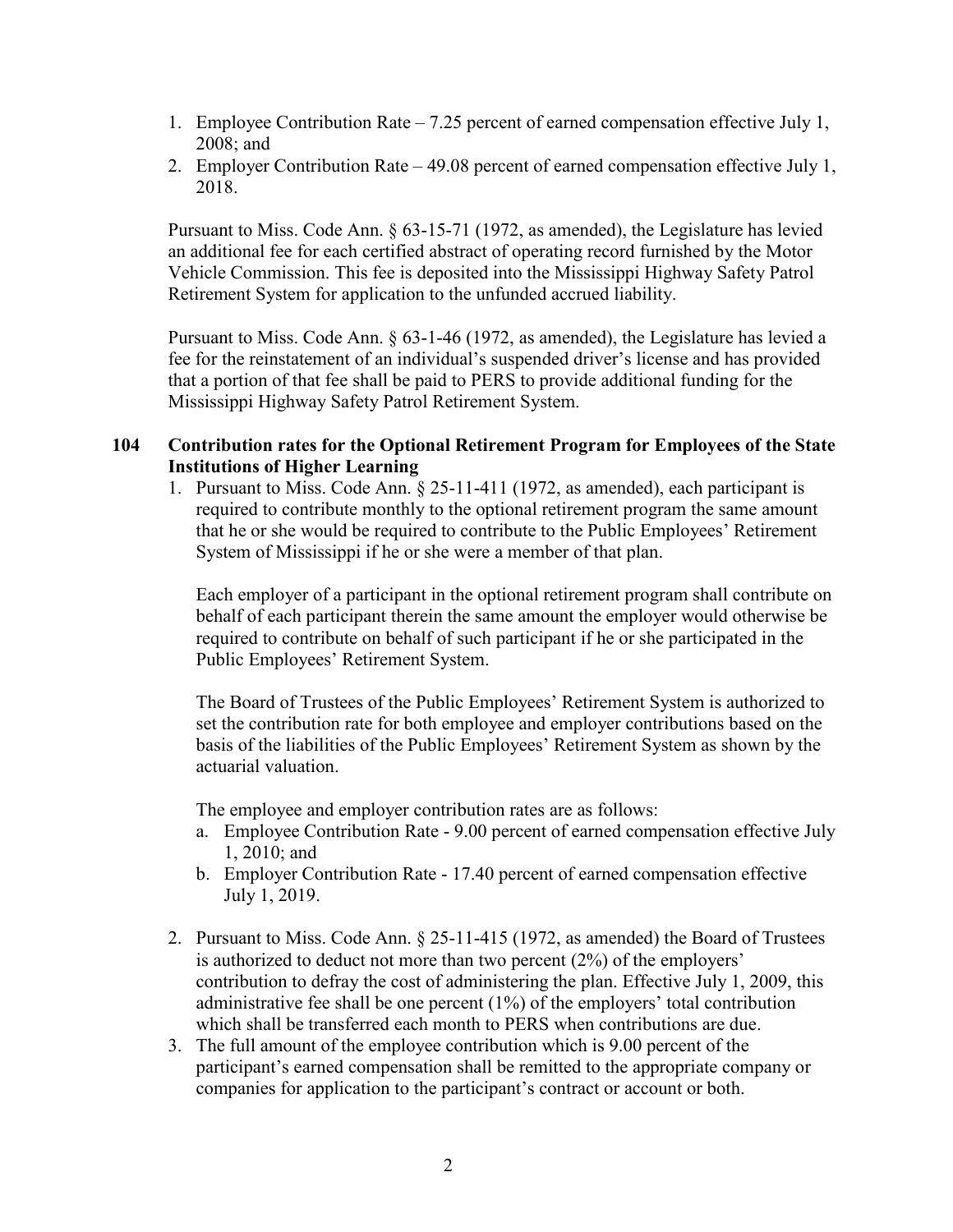1. Employee Contribution Rate – 7.25 percent of earned compensation effective July 1, 2008; and
2. Employer Contribution Rate – 49.08 percent of earned compensation effective July 1, 2018.

Pursuant to Miss. Code Ann. § 63-15-71 (1972, as amended), the Legislature has levied an additional fee for each certified abstract of operating record furnished by the Motor Vehicle Commission. This fee is deposited into the Mississippi Highway Safety Patrol Retirement System for application to the unfunded accrued liability.

Pursuant to Miss. Code Ann. § 63-1-46 (1972, as amended), the Legislature has levied a fee for the reinstatement of an individual's suspended driver's license and has provided that a portion of that fee shall be paid to PERS to provide additional funding for the Mississippi Highway Safety Patrol Retirement System.

### 104 Contribution rates for the Optional Retirement Program for Employees of the State Institutions of Higher Learning

1. Pursuant to Miss. Code Ann. § 25-11-411 (1972, as amended), each participant is required to contribute monthly to the optional retirement program the same amount that he or she would be required to contribute to the Public Employees' Retirement System of Mississippi if he or she were a member of that plan.

   Each employer of a participant in the optional retirement program shall contribute on behalf of each participant therein the same amount the employer would otherwise be required to contribute on behalf of such participant if he or she participated in the Public Employees' Retirement System.

   The Board of Trustees of the Public Employees' Retirement System is authorized to set the contribution rate for both employee and employer contributions based on the basis of the liabilities of the Public Employees' Retirement System as shown by the actuarial valuation.

   The employee and employer contribution rates are as follows:

   a. Employee Contribution Rate - 9.00 percent of earned compensation effective July 1, 2010; and
   b. Employer Contribution Rate - 17.40 percent of earned compensation effective July 1, 2019.

2. Pursuant to Miss. Code Ann. § 25-11-415 (1972, as amended) the Board of Trustees is authorized to deduct not more than two percent (2%) of the employers' contribution to defray the cost of administering the plan. Effective July 1, 2009, this administrative fee shall be one percent (1%) of the employers' total contribution which shall be transferred each month to PERS when contributions are due.
3. The full amount of the employee contribution which is 9.00 percent of the participant's earned compensation shall be remitted to the appropriate company or companies for application to the participant's contract or account or both.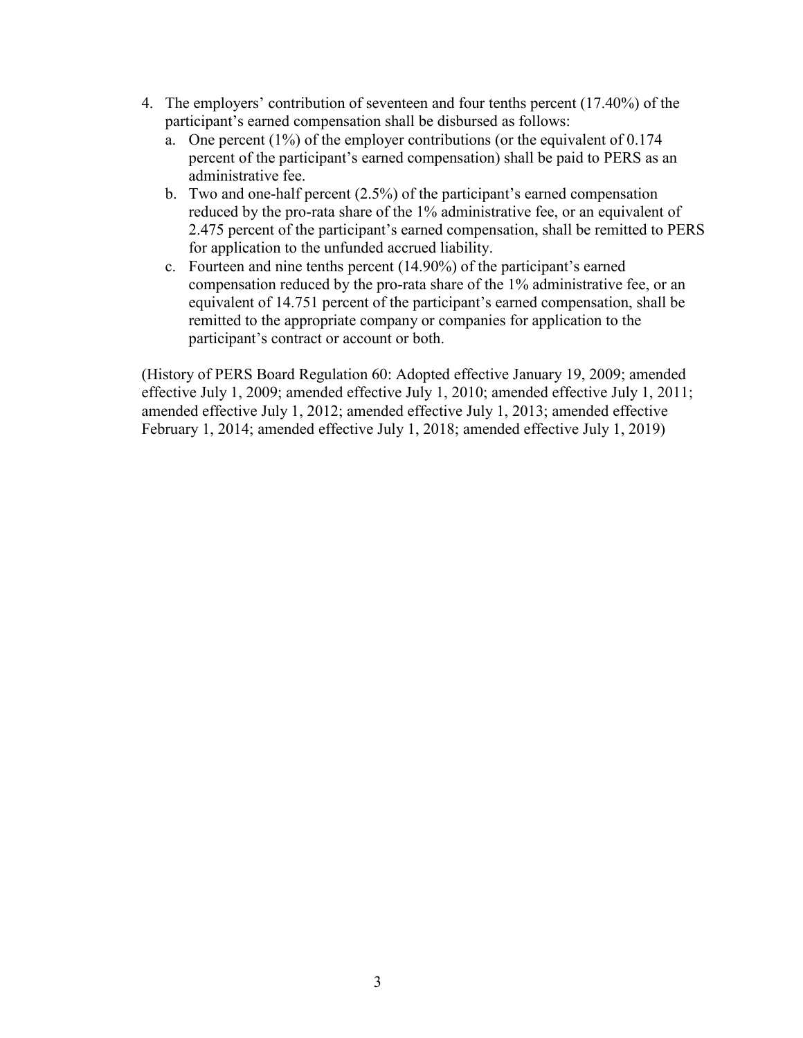4. The employers' contribution of seventeen and four tenths percent (17.40%) of the participant's earned compensation shall be disbursed as follows:
   a. One percent (1%) of the employer contributions (or the equivalent of 0.174 percent of the participant's earned compensation) shall be paid to PERS as an administrative fee.
   b. Two and one-half percent (2.5%) of the participant's earned compensation reduced by the pro-rata share of the 1% administrative fee, or an equivalent of 2.475 percent of the participant's earned compensation, shall be remitted to PERS for application to the unfunded accrued liability.
   c. Fourteen and nine tenths percent (14.90%) of the participant's earned compensation reduced by the pro-rata share of the 1% administrative fee, or an equivalent of 14.751 percent of the participant's earned compensation, shall be remitted to the appropriate company or companies for application to the participant's contract or account or both.

(History of PERS Board Regulation 60: Adopted effective January 19, 2009; amended effective July 1, 2009; amended effective July 1, 2010; amended effective July 1, 2011; amended effective July 1, 2012; amended effective July 1, 2013; amended effective February 1, 2014; amended effective July 1, 2018; amended effective July 1, 2019)